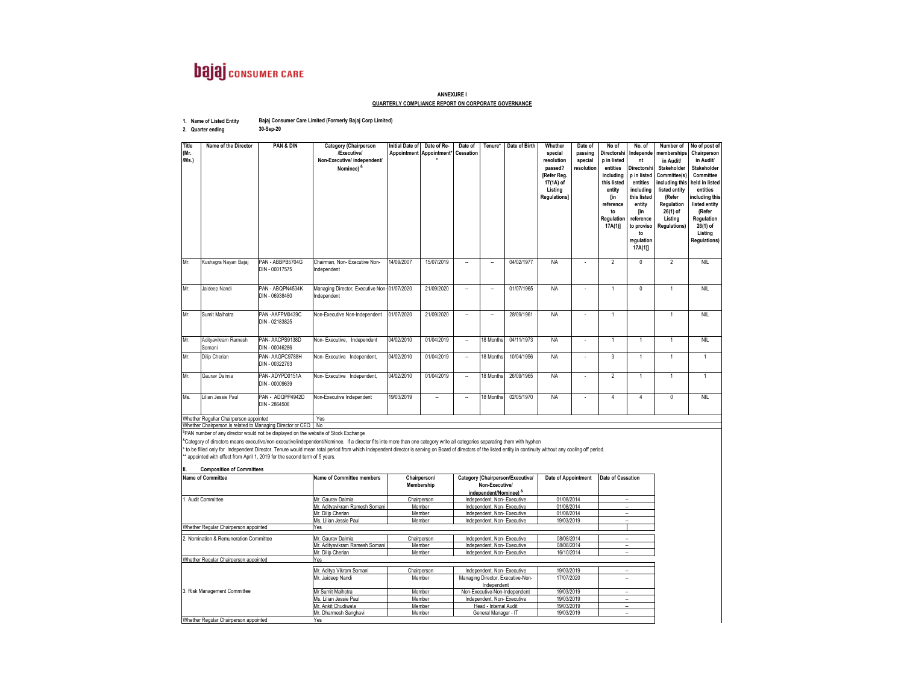**bajaj CONSUMER CARE**

**ANNEXURE I**

**QUARTERLY COMPLIANCE REPORT ON CORPORATE GOVERNANCE**

1. **Name of Listed Entity** **Bajaj Consumer Care Limited (Formerly Bajaj Corp Limited)**
2. **Quarter ending** **30-Sep-20**

| Title (Mr. /Ms.) | Name of the Director | PAN & DIN | Category (Chairperson /Executive/ Non-Executive/ independent/ Nominee) & | Initial Date of Appointment | Date of Re-Appointment* * | Date of Cessation | Tenure* | Date of Birth | Whether special resolution passed? [Refer Reg. 17(1A) of Listing Regulations] | Date of passing special resolution | No of Directorship in listed entities including this listed entity [in reference to Regulation 17A(1)] | No. of Independent Directorship in listed entities including this listed entity [in reference to proviso to regulation 17A(1)] | Number of memberships in Audit/ Stakeholder Committee(s) including this listed entity (Refer Regulation 26(1) of Listing Regulations) | No of post of Chairperson in Audit/ Stakeholder Committee held in listed entities including this listed entity (Refer Regulation 26(1) of Listing Regulations) |
|---|---|---|---|---|---|---|---|---|---|---|---|---|---|---|
| Mr. | Kushagra Nayan Bajaj | PAN - ABBPB5704G DIN - 00017575 | Chairman, Non- Executive Non-Independent | 14/09/2007 | 15/07/2019 | -- | -- | 04/02/1977 | NA | - | 2 | 0 | 2 | NIL |
| Mr. | Jaideep Nandi | PAN - ABQPN4534K DIN - 06938480 | Managing Director, Executive Non-Independent | 01/07/2020 | 21/09/2020 | -- | -- | 01/07/1965 | NA | - | 1 | 0 | 1 | NIL |
| Mr. | Sumit Malhotra | PAN -AAFPM0439C DIN - 02183825 | Non-Executive Non-Independent | 01/07/2020 | 21/09/2020 | -- | -- | 28/09/1961 | NA | - | 1 | | 1 | NIL |
| Mr. | Adityavikram Ramesh Somani | PAN- AACPS9138D DIN - 00046286 | Non- Executive, Independent | 04/02/2010 | 01/04/2019 | -- | 18 Months | 04/11/1973 | NA | - | 1 | 1 | 1 | NIL |
| Mr. | Dilip Cherian | PAN- AAGPC9788H DIN - 00322763 | Non- Executive Independent, | 04/02/2010 | 01/04/2019 | -- | 18 Months | 10/04/1956 | NA | - | 3 | 1 | 1 | 1 |
| Mr. | Gaurav Dalmia | PAN- ADYPD0151A DIN - 00009639 | Non- Executive Independent, | 04/02/2010 | 01/04/2019 | -- | 18 Months | 26/09/1965 | NA | - | 2 | 1 | 1 | 1 |
| Ms. | Lilian Jessie Paul | PAN - ADQPP4942D DIN - 2864506 | Non-Executive Independent | 19/03/2019 | -- | -- | 18 Months | 02/05/1970 | NA | - | 4 | 4 | 0 | NIL |
| Whether Regullar Chairperson appointed | | | Yes | | | | | | | | | | | |
| Whether Chairperson is related to Managing Director or CEO | | | No | | | | | | | | | | | |

$PAN number of any director would not be displayed on the website of Stock Exchange

&Category of directors means executive/non-executive/independent/Nominee. if a director fits into more than one category write all categories separating them with hyphen

\* to be filled only for Independent Director. Tenure would mean total period from which Independent director is serving on Board of directors of the listed entity in continuity without any cooling off period.

\*\* appointed with effect from April 1, 2019 for the second term of 5 years.

## II. Composition of Committees

| Name of Committee | Name of Committee members | Chairperson/ Membership | Category (Chairperson/Executive/ Non-Executive/ independent/Nominee) & | Date of Appointment | Date of Cessation |
|---|---|---|---|---|---|
| 1. Audit Committee | Mr. Gaurav Dalmia | Chairperson | Independent, Non- Executive | 01/08/2014 | -- |
| | Mr. Adityavikram Ramesh Somani | Member | Independent, Non- Executive | 01/08/2014 | -- |
| | Mr. Dilip Cherian | Member | Independent, Non- Executive | 01/08/2014 | -- |
| | Ms. Lilian Jessie Paul | Member | Independent, Non- Executive | 19/03/2019 | -- |
| Whether Regular Chairperson appointed | Yes | | | | |
| 2. Nomination & Remuneration Committee | Mr. Gaurav Dalmia | Chairperson | Independent, Non- Executive | 08/08/2014 | -- |
| | Mr. Adityavikram Ramesh Somani | Member | Independent, Non- Executive | 08/08/2014 | -- |
| | Mr. Dilip Cherian | Member | Independent, Non- Executive | 16/10/2014 | -- |
| Whether Regular Chairperson appointed | Yes | | | | |
| 3. Risk Management Committee | Mr. Aditya Vikram Somani | Chairperson | Independent, Non- Executive | 19/03/2019 | -- |
| | Mr. Jaideep Nandi | Member | Managing Director, Executive-Non-Independent | 17/07/2020 | -- |
| | Mr Sumit Malhotra | Member | Non-Executive-Non-Independent | 19/03/2019 | -- |
| | Ms. Lilian Jessie Paul | Member | Independent, Non- Executive | 19/03/2019 | -- |
| | Mr. Ankit Chudiwala | Member | Head - Internal Audit | 19/03/2019 | -- |
| | Mr. Dharmesh Sanghavi | Member | General Manager - IT | 19/03/2019 | -- |
| Whether Regular Chairperson appointed | Yes | | | | |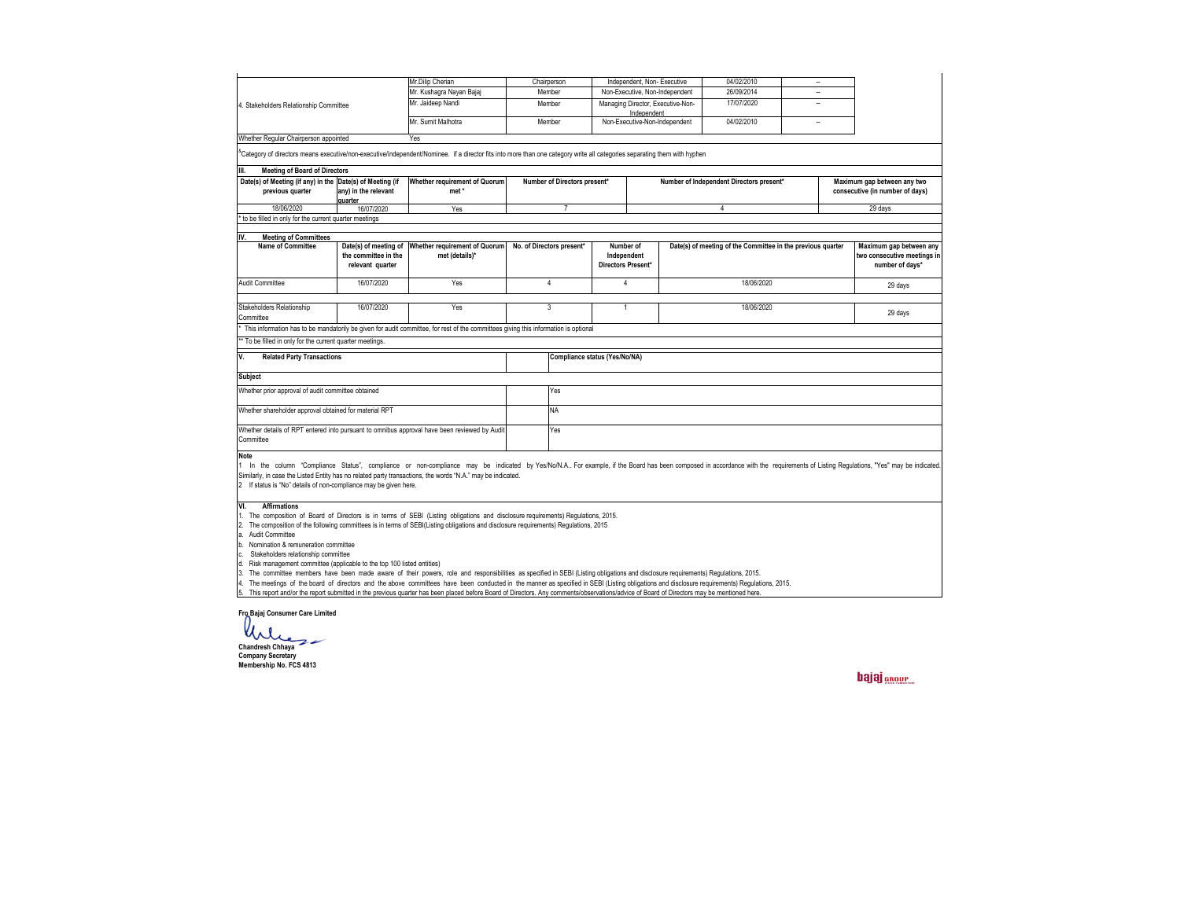| | | | | | | |
|---|---|---|---|---|---|---|
| 4. Stakeholders Relationship Committee | Mr.Dilip Cherian | Chairperson | Independent, Non- Executive | 04/02/2010 | – | |
| | Mr. Kushagra Nayan Bajaj | Member | Non-Executive, Non-Independent | 26/09/2014 | – | |
| | Mr. Jaideep Nandi | Member | Managing Director, Executive-Non-Independent | 17/07/2020 | – | |
| | Mr. Sumit Malhotra | Member | Non-Executive-Non-Independent | 04/02/2010 | – | |
| Whether Regular Chairperson appointed | Yes | | | | | |

&Category of directors means executive/non-executive/independent/Nominee. if a director fits into more than one category write all categories separating them with hyphen

### III. Meeting of Board of Directors

| Date(s) of Meeting (if any) in the previous quarter | Date(s) of Meeting (if any) in the relevant quarter | Whether requirement of Quorum met * | Number of Directors present* | Number of Independent Directors present* | Maximum gap between any two consecutive (in number of days) |
|---|---|---|---|---|---|
| 18/06/2020 | 16/07/2020 | Yes | 7 | 4 | 29 days |

\* to be filled in only for the current quarter meetings

### IV. Meeting of Committees

| Name of Committee | Date(s) of meeting of the committee in the relevant quarter | Whether requirement of Quorum met (details)* | No. of Directors present* | Number of Independent Directors Present* | Date(s) of meeting of the Committee in the previous quarter | Maximum gap between any two consecutive meetings in number of days* |
|---|---|---|---|---|---|---|
| Audit Committee | 16/07/2020 | Yes | 4 | 4 | 18/06/2020 | 29 days |
| Stakeholders Relationship Committee | 16/07/2020 | Yes | 3 | 1 | 18/06/2020 | 29 days |

\* This information has to be mandatorily be given for audit committee, for rest of the committees giving this information is optional

** To be filled in only for the current quarter meetings.

### V. Related Party Transactions

| Subject | Compliance status (Yes/No/NA) |
|---|---|
| Whether prior approval of audit committee obtained | Yes |
| Whether shareholder approval obtained for material RPT | NA |
| Whether details of RPT entered into pursuant to omnibus approval have been reviewed by Audit Committee | Yes |

**Note**

1 In the column "Compliance Status", compliance or non-compliance may be indicated by Yes/No/N.A.. For example, if the Board has been composed in accordance with the requirements of Listing Regulations, "Yes" may be indicated. Similarly, in case the Listed Entity has no related party transactions, the words "N.A." may be indicated.

2 If status is "No" details of non-compliance may be given here.

### VI. Affirmations

1. The composition of Board of Directors is in terms of SEBI (Listing obligations and disclosure requirements) Regulations, 2015.
2. The composition of the following committees is in terms of SEBI(Listing obligations and disclosure requirements) Regulations, 2015
   a. Audit Committee
   b. Nomination & remuneration committee
   c. Stakeholders relationship committee
   d. Risk management committee (applicable to the top 100 listed entities)
3. The committee members have been made aware of their powers, role and responsibilities as specified in SEBI (Listing obligations and disclosure requirements) Regulations, 2015.
4. The meetings of the board of directors and the above committees have been conducted in the manner as specified in SEBI (Listing obligations and disclosure requirements) Regulations, 2015.
5. This report and/or the report submitted in the previous quarter has been placed before Board of Directors. Any comments/observations/advice of Board of Directors may be mentioned here.

**Fro Bajaj Consumer Care Limited**

**Chandresh Chhaya**
**Company Secretary**
**Membership No. FCS 4813**